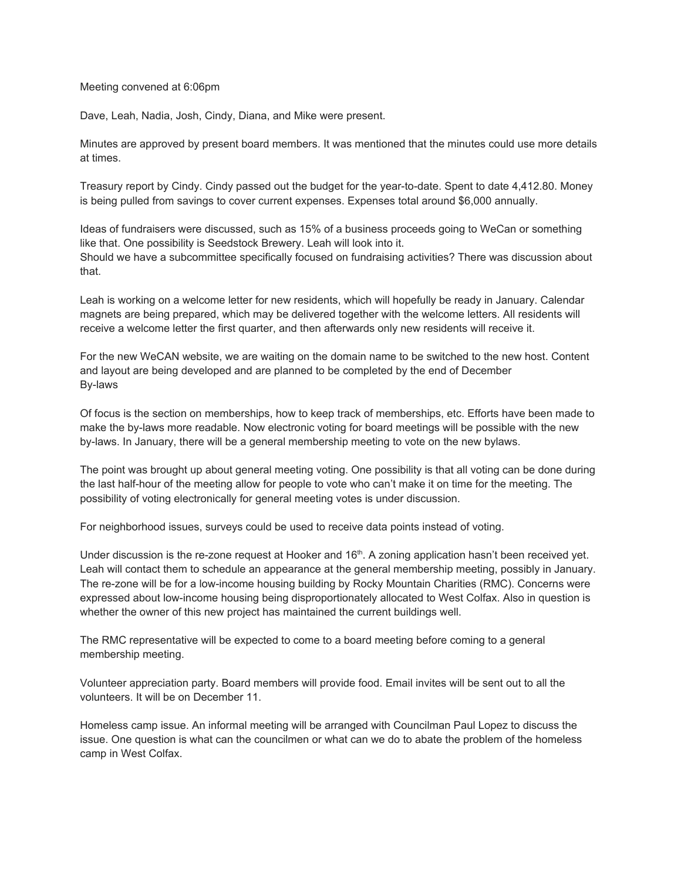Meeting convened at 6:06pm

Dave, Leah, Nadia, Josh, Cindy, Diana, and Mike were present.

Minutes are approved by present board members. It was mentioned that the minutes could use more details at times.

Treasury report by Cindy. Cindy passed out the budget for the year-to-date. Spent to date 4,412.80. Money is being pulled from savings to cover current expenses. Expenses total around $6,000 annually.

Ideas of fundraisers were discussed, such as 15% of a business proceeds going to WeCan or something like that. One possibility is Seedstock Brewery. Leah will look into it.
Should we have a subcommittee specifically focused on fundraising activities? There was discussion about that.

Leah is working on a welcome letter for new residents, which will hopefully be ready in January. Calendar magnets are being prepared, which may be delivered together with the welcome letters. All residents will receive a welcome letter the first quarter, and then afterwards only new residents will receive it.

For the new WeCAN website, we are waiting on the domain name to be switched to the new host. Content and layout are being developed and are planned to be completed by the end of December
By-laws

Of focus is the section on memberships, how to keep track of memberships, etc. Efforts have been made to make the by-laws more readable. Now electronic voting for board meetings will be possible with the new by-laws. In January, there will be a general membership meeting to vote on the new bylaws.

The point was brought up about general meeting voting. One possibility is that all voting can be done during the last half-hour of the meeting allow for people to vote who can't make it on time for the meeting. The possibility of voting electronically for general meeting votes is under discussion.

For neighborhood issues, surveys could be used to receive data points instead of voting.

Under discussion is the re-zone request at Hooker and 16th. A zoning application hasn't been received yet. Leah will contact them to schedule an appearance at the general membership meeting, possibly in January. The re-zone will be for a low-income housing building by Rocky Mountain Charities (RMC). Concerns were expressed about low-income housing being disproportionately allocated to West Colfax. Also in question is whether the owner of this new project has maintained the current buildings well.

The RMC representative will be expected to come to a board meeting before coming to a general membership meeting.

Volunteer appreciation party. Board members will provide food. Email invites will be sent out to all the volunteers. It will be on December 11.

Homeless camp issue. An informal meeting will be arranged with Councilman Paul Lopez to discuss the issue. One question is what can the councilmen or what can we do to abate the problem of the homeless camp in West Colfax.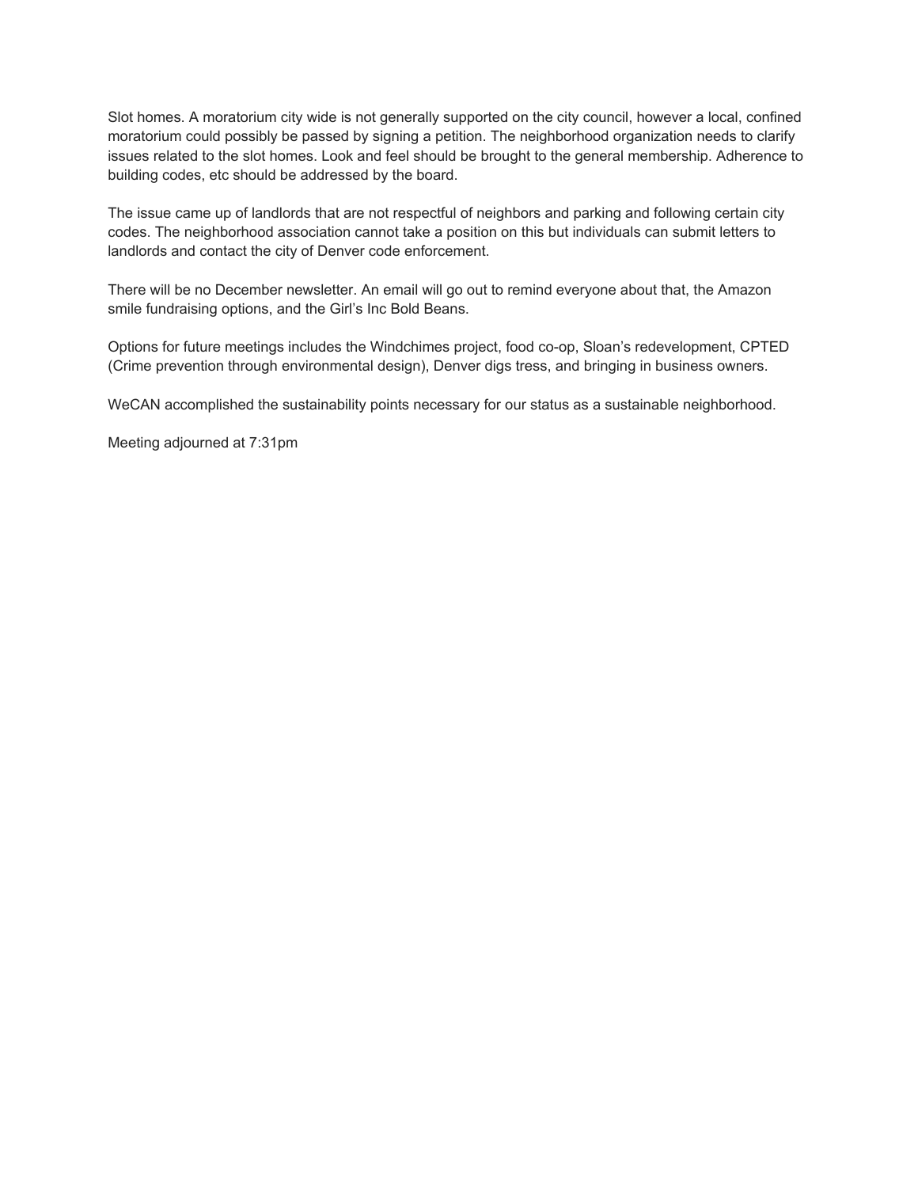Slot homes. A moratorium city wide is not generally supported on the city council, however a local, confined moratorium could possibly be passed by signing a petition. The neighborhood organization needs to clarify issues related to the slot homes. Look and feel should be brought to the general membership. Adherence to building codes, etc should be addressed by the board.

The issue came up of landlords that are not respectful of neighbors and parking and following certain city codes. The neighborhood association cannot take a position on this but individuals can submit letters to landlords and contact the city of Denver code enforcement.

There will be no December newsletter. An email will go out to remind everyone about that, the Amazon smile fundraising options, and the Girl's Inc Bold Beans.

Options for future meetings includes the Windchimes project, food co-op, Sloan's redevelopment, CPTED (Crime prevention through environmental design), Denver digs tress, and bringing in business owners.

WeCAN accomplished the sustainability points necessary for our status as a sustainable neighborhood.

Meeting adjourned at 7:31pm